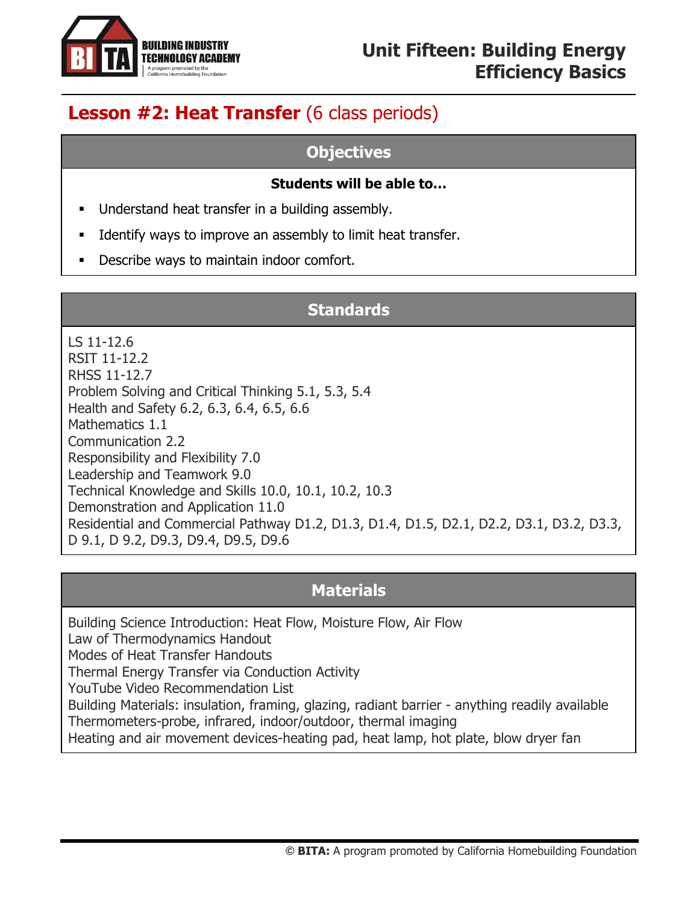# Unit Fifteen: Building Energy Efficiency Basics

## Lesson #2: Heat Transfer (6 class periods)

### Objectives

**Students will be able to…**

- Understand heat transfer in a building assembly.
- Identify ways to improve an assembly to limit heat transfer.
- Describe ways to maintain indoor comfort.

### Standards

LS 11-12.6
RSIT 11-12.2
RHSS 11-12.7
Problem Solving and Critical Thinking 5.1, 5.3, 5.4
Health and Safety 6.2, 6.3, 6.4, 6.5, 6.6
Mathematics 1.1
Communication 2.2
Responsibility and Flexibility 7.0
Leadership and Teamwork 9.0
Technical Knowledge and Skills 10.0, 10.1, 10.2, 10.3
Demonstration and Application 11.0
Residential and Commercial Pathway D1.2, D1.3, D1.4, D1.5, D2.1, D2.2, D3.1, D3.2, D3.3, D 9.1, D 9.2, D9.3, D9.4, D9.5, D9.6

### Materials

Building Science Introduction: Heat Flow, Moisture Flow, Air Flow
Law of Thermodynamics Handout
Modes of Heat Transfer Handouts
Thermal Energy Transfer via Conduction Activity
YouTube Video Recommendation List
Building Materials: insulation, framing, glazing, radiant barrier - anything readily available
Thermometers-probe, infrared, indoor/outdoor, thermal imaging
Heating and air movement devices-heating pad, heat lamp, hot plate, blow dryer fan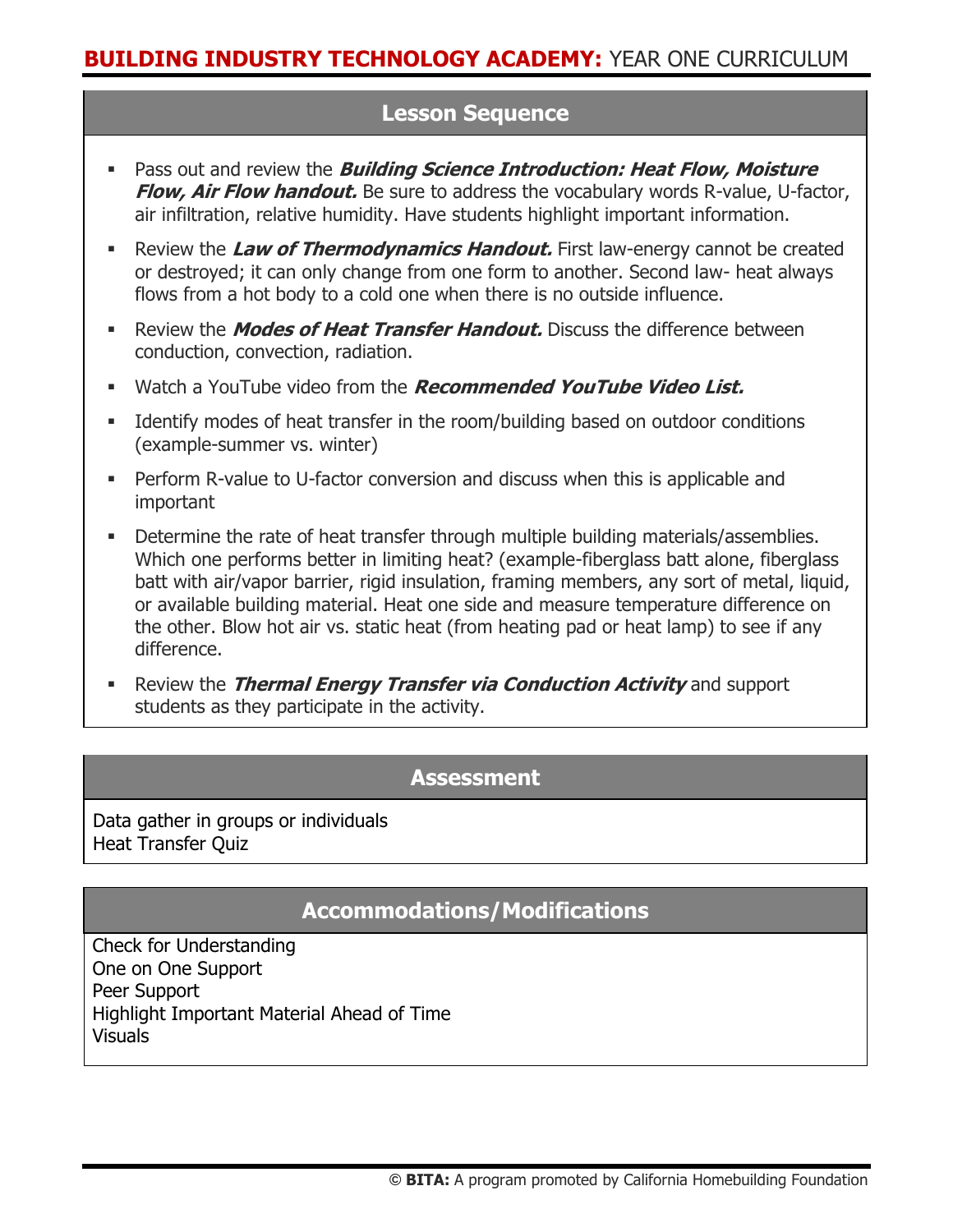## Lesson Sequence

- Pass out and review the ***Building Science Introduction: Heat Flow, Moisture Flow, Air Flow handout.*** Be sure to address the vocabulary words R-value, U-factor, air infiltration, relative humidity. Have students highlight important information.
- Review the ***Law of Thermodynamics Handout.*** First law-energy cannot be created or destroyed; it can only change from one form to another. Second law- heat always flows from a hot body to a cold one when there is no outside influence.
- Review the ***Modes of Heat Transfer Handout.*** Discuss the difference between conduction, convection, radiation.
- Watch a YouTube video from the ***Recommended YouTube Video List.***
- Identify modes of heat transfer in the room/building based on outdoor conditions (example-summer vs. winter)
- Perform R-value to U-factor conversion and discuss when this is applicable and important
- Determine the rate of heat transfer through multiple building materials/assemblies. Which one performs better in limiting heat? (example-fiberglass batt alone, fiberglass batt with air/vapor barrier, rigid insulation, framing members, any sort of metal, liquid, or available building material. Heat one side and measure temperature difference on the other. Blow hot air vs. static heat (from heating pad or heat lamp) to see if any difference.
- Review the ***Thermal Energy Transfer via Conduction Activity*** and support students as they participate in the activity.

## Assessment

Data gather in groups or individuals
Heat Transfer Quiz

## Accommodations/Modifications

Check for Understanding
One on One Support
Peer Support
Highlight Important Material Ahead of Time
Visuals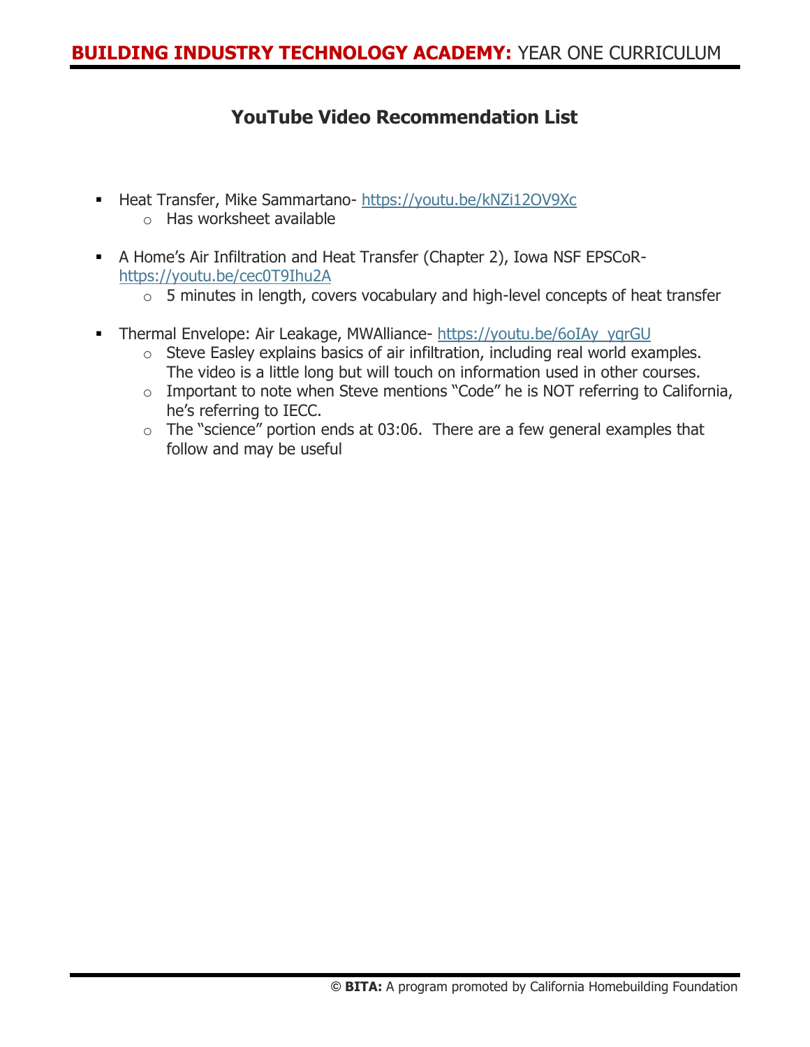## YouTube Video Recommendation List

- Heat Transfer, Mike Sammartano- https://youtu.be/kNZi12OV9Xc
  - Has worksheet available

- A Home's Air Infiltration and Heat Transfer (Chapter 2), Iowa NSF EPSCoR- https://youtu.be/cec0T9Ihu2A
  - 5 minutes in length, covers vocabulary and high-level concepts of heat transfer

- Thermal Envelope: Air Leakage, MWAlliance- https://youtu.be/6oIAy_yqrGU
  - Steve Easley explains basics of air infiltration, including real world examples. The video is a little long but will touch on information used in other courses.
  - Important to note when Steve mentions "Code" he is NOT referring to California, he's referring to IECC.
  - The "science" portion ends at 03:06. There are a few general examples that follow and may be useful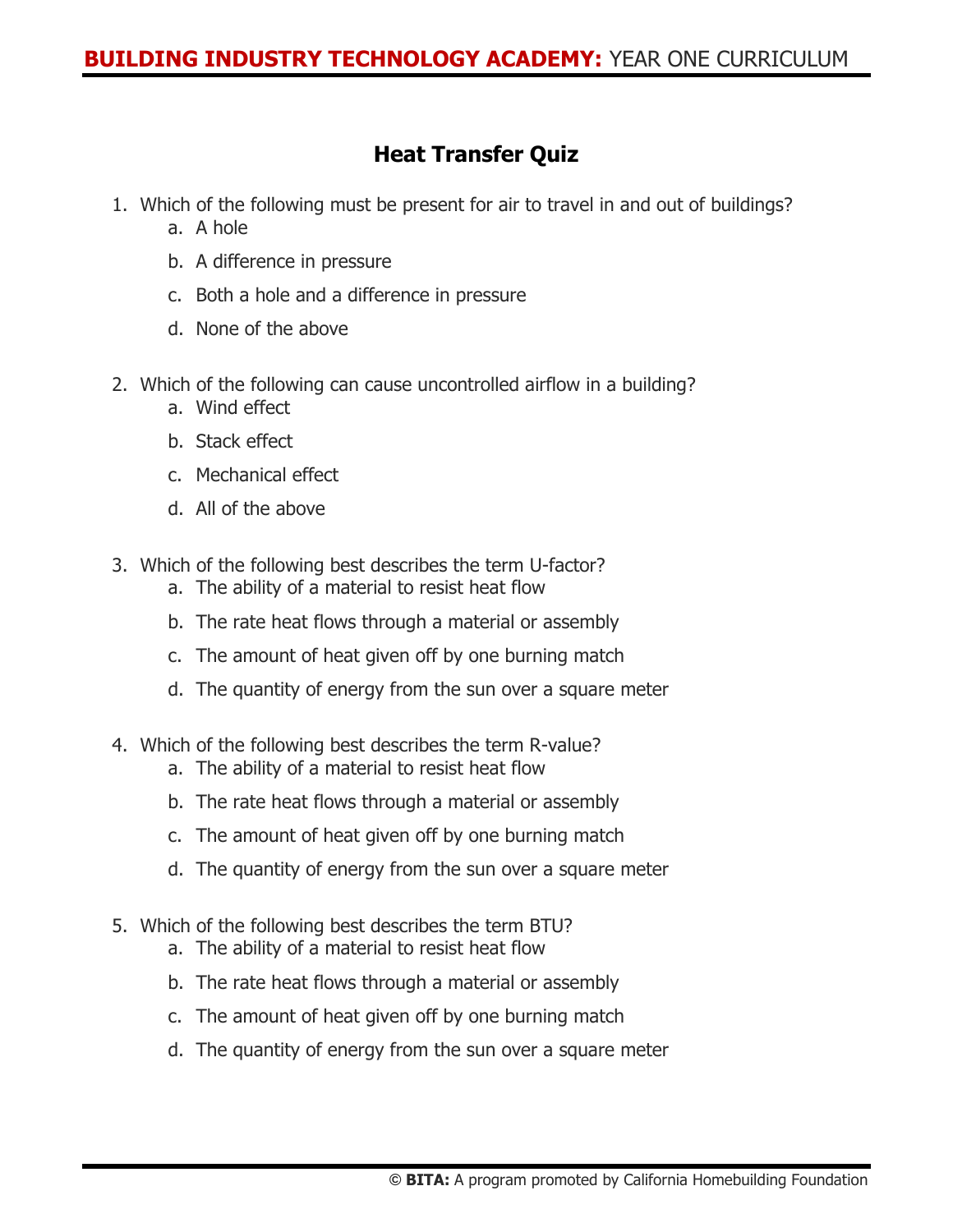## Heat Transfer Quiz

1. Which of the following must be present for air to travel in and out of buildings?
    a. A hole
    b. A difference in pressure
    c. Both a hole and a difference in pressure
    d. None of the above

2. Which of the following can cause uncontrolled airflow in a building?
    a. Wind effect
    b. Stack effect
    c. Mechanical effect
    d. All of the above

3. Which of the following best describes the term U-factor?
    a. The ability of a material to resist heat flow
    b. The rate heat flows through a material or assembly
    c. The amount of heat given off by one burning match
    d. The quantity of energy from the sun over a square meter

4. Which of the following best describes the term R-value?
    a. The ability of a material to resist heat flow
    b. The rate heat flows through a material or assembly
    c. The amount of heat given off by one burning match
    d. The quantity of energy from the sun over a square meter

5. Which of the following best describes the term BTU?
    a. The ability of a material to resist heat flow
    b. The rate heat flows through a material or assembly
    c. The amount of heat given off by one burning match
    d. The quantity of energy from the sun over a square meter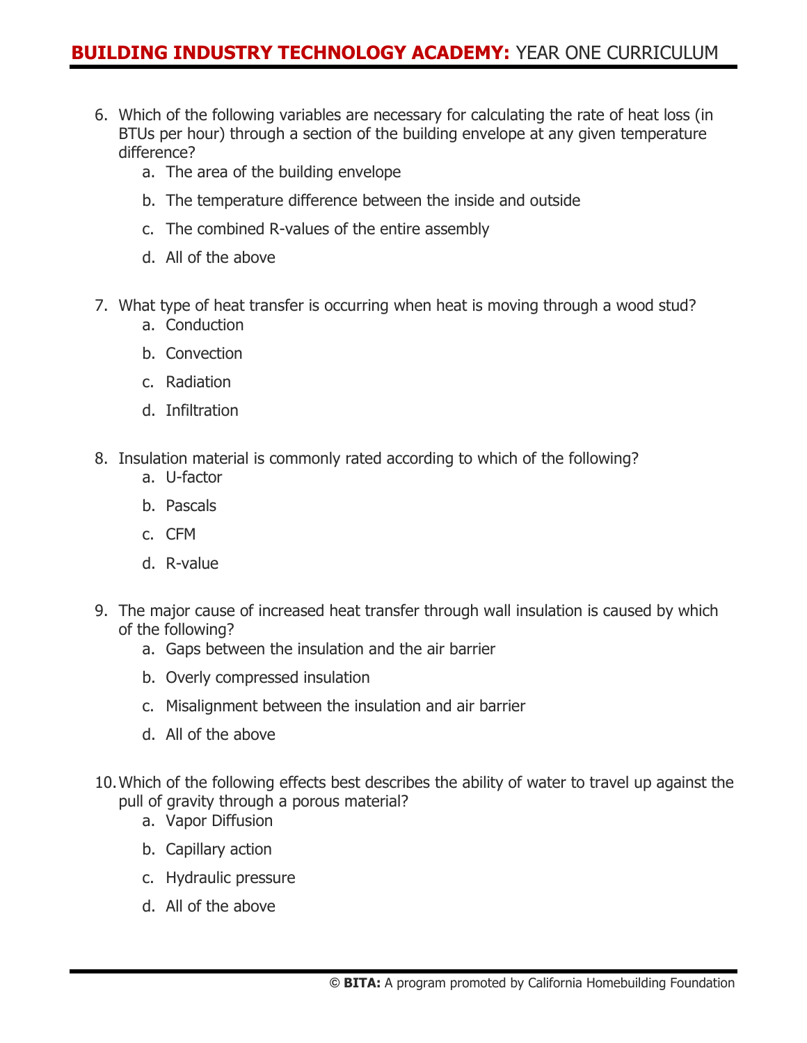6. Which of the following variables are necessary for calculating the rate of heat loss (in BTUs per hour) through a section of the building envelope at any given temperature difference?
   a. The area of the building envelope
   b. The temperature difference between the inside and outside
   c. The combined R-values of the entire assembly
   d. All of the above

7. What type of heat transfer is occurring when heat is moving through a wood stud?
   a. Conduction
   b. Convection
   c. Radiation
   d. Infiltration

8. Insulation material is commonly rated according to which of the following?
   a. U-factor
   b. Pascals
   c. CFM
   d. R-value

9. The major cause of increased heat transfer through wall insulation is caused by which of the following?
   a. Gaps between the insulation and the air barrier
   b. Overly compressed insulation
   c. Misalignment between the insulation and air barrier
   d. All of the above

10. Which of the following effects best describes the ability of water to travel up against the pull of gravity through a porous material?
    a. Vapor Diffusion
    b. Capillary action
    c. Hydraulic pressure
    d. All of the above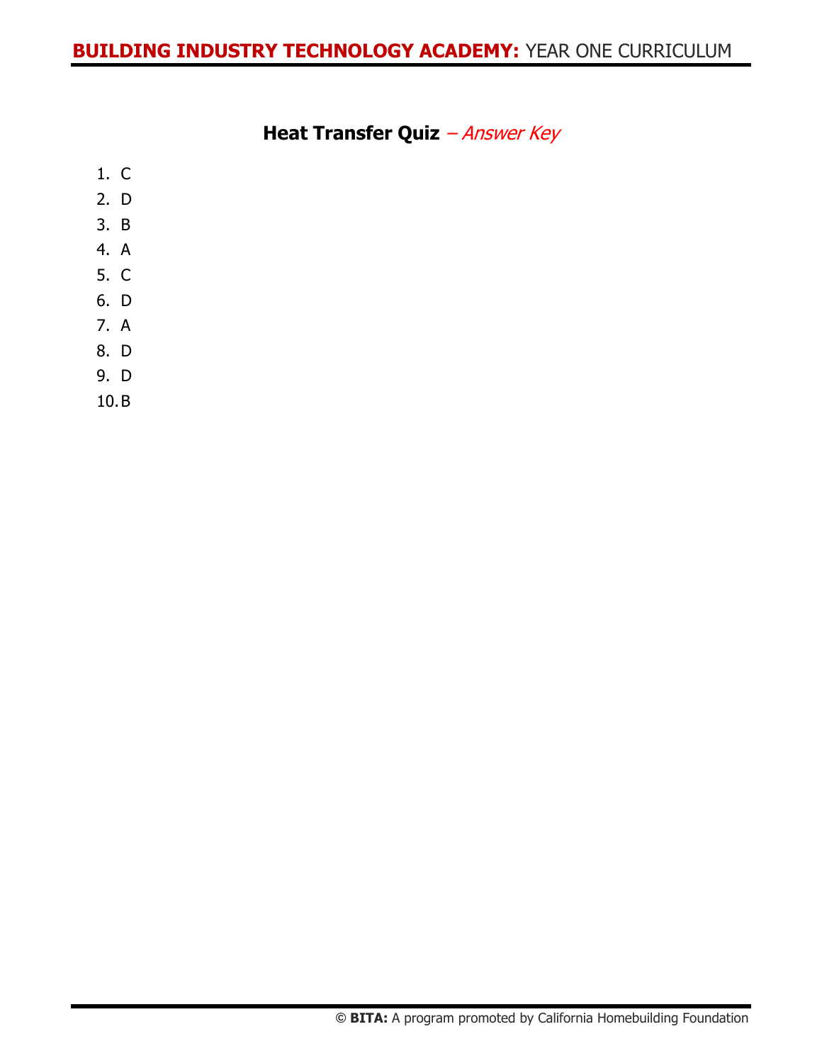## **Heat Transfer Quiz** – *Answer Key*

1. C
2. D
3. B
4. A
5. C
6. D
7. A
8. D
9. D
10. B